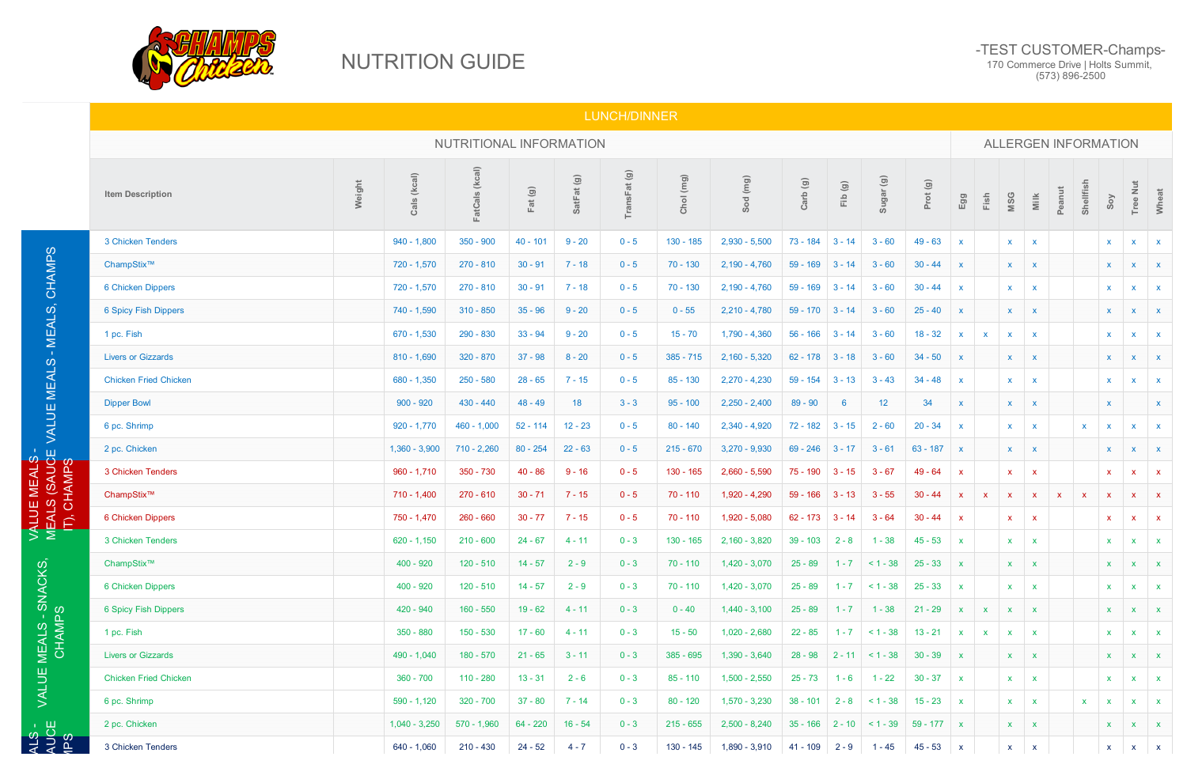# NUTRITION GUIDE

-TEST CUSTOMER-Champs-
170 Commerce Drive | Holts Summit,
(573) 896-2500

## LUNCH/DINNER

| | Item Description | NUTRITIONAL INFORMATION | | | | | | | | | | | | ALLERGEN INFORMATION | | | | | | | | |
|---|---|---|---|---|---|---|---|---|---|---|---|---|---|---|---|---|---|---|---|---|---|---|
| | | Weight | Cals (kcal) | FatCals (kcal) | Fat (g) | SatFat (g) | TransFat (g) | Chol (mg) | Sod (mg) | Carb (g) | Fib (g) | Sugar (g) | Prot (g) | Egg | Fish | MSG | Milk | Peanut | Shellfish | Soy | Tree Nut | Wheat |
| VALUE MEALS - MEALS, CHAMPS | 3 Chicken Tenders | | 940 - 1,800 | 350 - 900 | 40 - 101 | 9 - 20 | 0 - 5 | 130 - 185 | 2,930 - 5,500 | 73 - 184 | 3 - 14 | 3 - 60 | 49 - 63 | x | | x | x | | | x | x | x |
| | ChampStix™ | | 720 - 1,570 | 270 - 810 | 30 - 91 | 7 - 18 | 0 - 5 | 70 - 130 | 2,190 - 4,760 | 59 - 169 | 3 - 14 | 3 - 60 | 30 - 44 | x | | x | x | | | x | x | x |
| | 6 Chicken Dippers | | 720 - 1,570 | 270 - 810 | 30 - 91 | 7 - 18 | 0 - 5 | 70 - 130 | 2,190 - 4,760 | 59 - 169 | 3 - 14 | 3 - 60 | 30 - 44 | x | | x | x | | | x | x | x |
| | 6 Spicy Fish Dippers | | 740 - 1,590 | 310 - 850 | 35 - 96 | 9 - 20 | 0 - 5 | 0 - 55 | 2,210 - 4,780 | 59 - 170 | 3 - 14 | 3 - 60 | 25 - 40 | x | | x | x | | | x | x | x |
| | 1 pc. Fish | | 670 - 1,530 | 290 - 830 | 33 - 94 | 9 - 20 | 0 - 5 | 15 - 70 | 1,790 - 4,360 | 56 - 166 | 3 - 14 | 3 - 60 | 18 - 32 | x | x | x | x | | | x | x | x |
| | Livers or Gizzards | | 810 - 1,690 | 320 - 870 | 37 - 98 | 8 - 20 | 0 - 5 | 385 - 715 | 2,160 - 5,320 | 62 - 178 | 3 - 18 | 3 - 60 | 34 - 50 | x | | x | x | | | x | x | x |
| | Chicken Fried Chicken | | 680 - 1,350 | 250 - 580 | 28 - 65 | 7 - 15 | 0 - 5 | 85 - 130 | 2,270 - 4,230 | 59 - 154 | 3 - 13 | 3 - 43 | 34 - 48 | x | | x | x | | | x | x | x |
| | Dipper Bowl | | 900 - 920 | 430 - 440 | 48 - 49 | 18 | 3 - 3 | 95 - 100 | 2,250 - 2,400 | 89 - 90 | 6 | 12 | 34 | x | | x | x | | | x | | x |
| | 6 pc. Shrimp | | 920 - 1,770 | 460 - 1,000 | 52 - 114 | 12 - 23 | 0 - 5 | 80 - 140 | 2,340 - 4,920 | 72 - 182 | 3 - 15 | 2 - 60 | 20 - 34 | x | | x | x | | x | x | x | x |
| | 2 pc. Chicken | | 1,360 - 3,900 | 710 - 2,260 | 80 - 254 | 22 - 63 | 0 - 5 | 215 - 670 | 3,270 - 9,930 | 69 - 246 | 3 - 17 | 3 - 61 | 63 - 187 | x | | x | x | | | x | x | x |
| VALUE MEALS - MEALS (SAUCE IT), CHAMPS | 3 Chicken Tenders | | 960 - 1,710 | 350 - 730 | 40 - 86 | 9 - 16 | 0 - 5 | 130 - 165 | 2,660 - 5,590 | 75 - 190 | 3 - 15 | 3 - 67 | 49 - 64 | x | | x | x | | | x | x | x |
| | ChampStix™ | | 710 - 1,400 | 270 - 610 | 30 - 71 | 7 - 15 | 0 - 5 | 70 - 110 | 1,920 - 4,290 | 59 - 166 | 3 - 13 | 3 - 55 | 30 - 44 | x | x | x | x | x | x | x | x | x |
| | 6 Chicken Dippers | | 750 - 1,470 | 260 - 660 | 30 - 77 | 7 - 15 | 0 - 5 | 70 - 110 | 1,920 - 5,080 | 62 - 173 | 3 - 14 | 3 - 64 | 30 - 44 | x | | x | x | | | x | x | x |
| VALUE MEALS - SNACKS, CHAMPS | 3 Chicken Tenders | | 620 - 1,150 | 210 - 600 | 24 - 67 | 4 - 11 | 0 - 3 | 130 - 165 | 2,160 - 3,820 | 39 - 103 | 2 - 8 | 1 - 38 | 45 - 53 | x | | x | x | | | x | x | x |
| | ChampStix™ | | 400 - 920 | 120 - 510 | 14 - 57 | 2 - 9 | 0 - 3 | 70 - 110 | 1,420 - 3,070 | 25 - 89 | 1 - 7 | < 1 - 38 | 25 - 33 | x | | x | x | | | x | x | x |
| | 6 Chicken Dippers | | 400 - 920 | 120 - 510 | 14 - 57 | 2 - 9 | 0 - 3 | 70 - 110 | 1,420 - 3,070 | 25 - 89 | 1 - 7 | < 1 - 38 | 25 - 33 | x | | x | x | | | x | x | x |
| | 6 Spicy Fish Dippers | | 420 - 940 | 160 - 550 | 19 - 62 | 4 - 11 | 0 - 3 | 0 - 40 | 1,440 - 3,100 | 25 - 89 | 1 - 7 | 1 - 38 | 21 - 29 | x | x | x | x | | | x | x | x |
| | 1 pc. Fish | | 350 - 880 | 150 - 530 | 17 - 60 | 4 - 11 | 0 - 3 | 15 - 50 | 1,020 - 2,680 | 22 - 85 | 1 - 7 | < 1 - 38 | 13 - 21 | x | x | x | x | | | x | x | x |
| | Livers or Gizzards | | 490 - 1,040 | 180 - 570 | 21 - 65 | 3 - 11 | 0 - 3 | 385 - 695 | 1,390 - 3,640 | 28 - 98 | 2 - 11 | < 1 - 38 | 30 - 39 | x | | x | x | | | x | x | x |
| | Chicken Fried Chicken | | 360 - 700 | 110 - 280 | 13 - 31 | 2 - 6 | 0 - 3 | 85 - 110 | 1,500 - 2,550 | 25 - 73 | 1 - 6 | 1 - 22 | 30 - 37 | x | | x | x | | | x | x | x |
| | 6 pc. Shrimp | | 590 - 1,120 | 320 - 700 | 37 - 80 | 7 - 14 | 0 - 3 | 80 - 120 | 1,570 - 3,230 | 38 - 101 | 2 - 8 | < 1 - 38 | 15 - 23 | x | | x | x | | x | x | x | x |
| | 2 pc. Chicken | | 1,040 - 3,250 | 570 - 1,960 | 64 - 220 | 16 - 54 | 0 - 3 | 215 - 655 | 2,500 - 8,240 | 35 - 166 | 2 - 10 | < 1 - 39 | 59 - 177 | x | | x | x | | | x | x | x |
| ...ALS - ...AUCE ...MPS | 3 Chicken Tenders | | 640 - 1,060 | 210 - 430 | 24 - 52 | 4 - 7 | 0 - 3 | 130 - 145 | 1,890 - 3,910 | 41 - 109 | 2 - 9 | 1 - 45 | 45 - 53 | x | | x | x | | | x | x | x |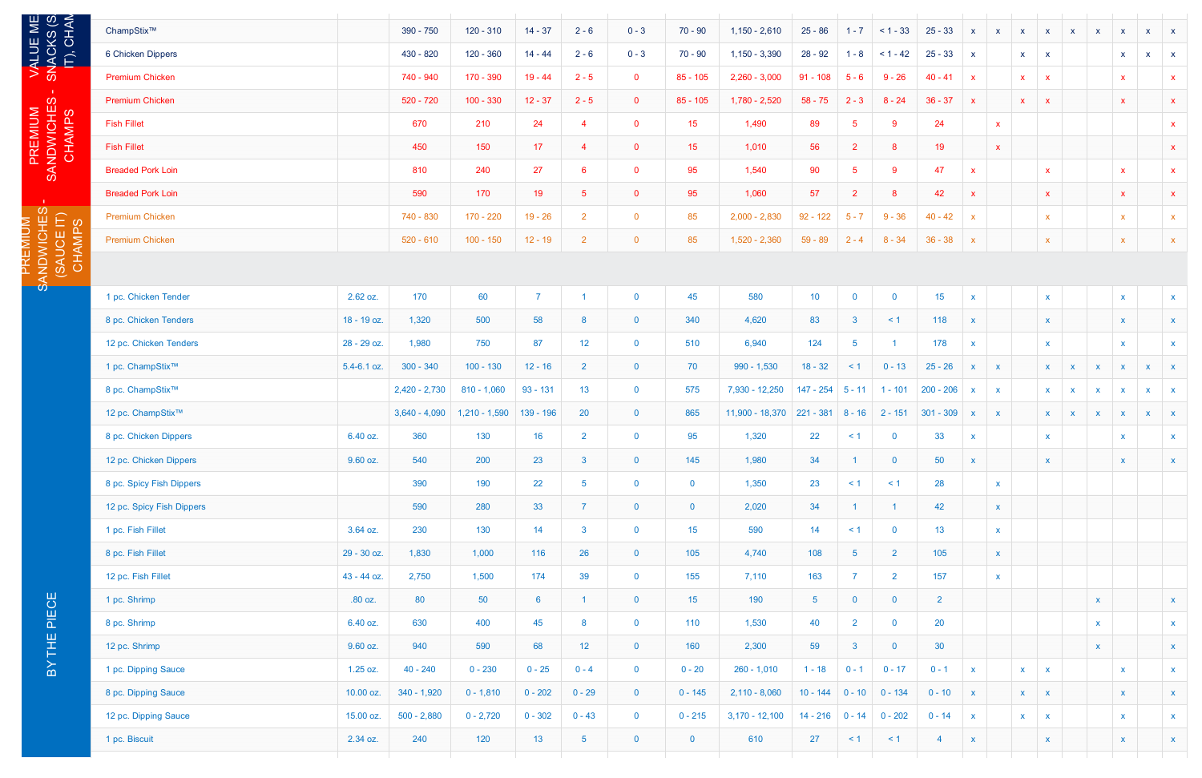| | | | | | | | | | | | | | | | | | | | | | | |
|---|---|---|---|---|---|---|---|---|---|---|---|---|---|---|---|---|---|---|---|---|---|---|
| VALUE ME - SNACKS (S IT), CHAM | ChampStix™ | | 390 - 750 | 120 - 310 | 14 - 37 | 2 - 6 | 0 - 3 | 70 - 90 | 1,150 - 2,610 | 25 - 86 | 1 - 7 | < 1 - 33 | 25 - 33 | x | x | x | x | x | x | x | x | x |
| | 6 Chicken Dippers | | 430 - 820 | 120 - 360 | 14 - 44 | 2 - 6 | 0 - 3 | 70 - 90 | 1,150 - 3,390 | 28 - 92 | 1 - 8 | < 1 - 42 | 25 - 33 | x | | x | x | | | x | x | x |
| PREMIUM SANDWICHES - CHAMPS | Premium Chicken | | 740 - 940 | 170 - 390 | 19 - 44 | 2 - 5 | 0 | 85 - 105 | 2,260 - 3,000 | 91 - 108 | 5 - 6 | 9 - 26 | 40 - 41 | x | | x | x | | | x | | x |
| | Premium Chicken | | 520 - 720 | 100 - 330 | 12 - 37 | 2 - 5 | 0 | 85 - 105 | 1,780 - 2,520 | 58 - 75 | 2 - 3 | 8 - 24 | 36 - 37 | x | | x | x | | | x | | x |
| | Fish Fillet | | 670 | 210 | 24 | 4 | 0 | 15 | 1,490 | 89 | 5 | 9 | 24 | | x | | | | | | | x |
| | Fish Fillet | | 450 | 150 | 17 | 4 | 0 | 15 | 1,010 | 56 | 2 | 8 | 19 | | x | | | | | | | x |
| | Breaded Pork Loin | | 810 | 240 | 27 | 6 | 0 | 95 | 1,540 | 90 | 5 | 9 | 47 | x | | | x | | | x | | x |
| | Breaded Pork Loin | | 590 | 170 | 19 | 5 | 0 | 95 | 1,060 | 57 | 2 | 8 | 42 | x | | | x | | | x | | x |
| PREMIUM SANDWICHES - (SAUCE IT) CHAMPS | Premium Chicken | | 740 - 830 | 170 - 220 | 19 - 26 | 2 | 0 | 85 | 2,000 - 2,830 | 92 - 122 | 5 - 7 | 9 - 36 | 40 - 42 | x | | | x | | | x | | x |
| | Premium Chicken | | 520 - 610 | 100 - 150 | 12 - 19 | 2 | 0 | 85 | 1,520 - 2,360 | 59 - 89 | 2 - 4 | 8 - 34 | 36 - 38 | x | | | x | | | x | | x |
| | | | | | | | | | | | | | | | | | | | | | | |
| BY THE PIECE | 1 pc. Chicken Tender | 2.62 oz. | 170 | 60 | 7 | 1 | 0 | 45 | 580 | 10 | 0 | 0 | 15 | x | | | x | | | x | | x |
| | 8 pc. Chicken Tenders | 18 - 19 oz. | 1,320 | 500 | 58 | 8 | 0 | 340 | 4,620 | 83 | 3 | < 1 | 118 | x | | | x | | | x | | x |
| | 12 pc. Chicken Tenders | 28 - 29 oz. | 1,980 | 750 | 87 | 12 | 0 | 510 | 6,940 | 124 | 5 | 1 | 178 | x | | | x | | | x | | x |
| | 1 pc. ChampStix™ | 5.4-6.1 oz. | 300 - 340 | 100 - 130 | 12 - 16 | 2 | 0 | 70 | 990 - 1,530 | 18 - 32 | < 1 | 0 - 13 | 25 - 26 | x | x | | x | x | x | x | x | x |
| | 8 pc. ChampStix™ | | 2,420 - 2,730 | 810 - 1,060 | 93 - 131 | 13 | 0 | 575 | 7,930 - 12,250 | 147 - 254 | 5 - 11 | 1 - 101 | 200 - 206 | x | x | | x | x | x | x | x | x |
| | 12 pc. ChampStix™ | | 3,640 - 4,090 | 1,210 - 1,590 | 139 - 196 | 20 | 0 | 865 | 11,900 - 18,370 | 221 - 381 | 8 - 16 | 2 - 151 | 301 - 309 | x | x | | x | x | x | x | x | x |
| | 8 pc. Chicken Dippers | 6.40 oz. | 360 | 130 | 16 | 2 | 0 | 95 | 1,320 | 22 | < 1 | 0 | 33 | x | | | x | | | x | | x |
| | 12 pc. Chicken Dippers | 9.60 oz. | 540 | 200 | 23 | 3 | 0 | 145 | 1,980 | 34 | 1 | 0 | 50 | x | | | x | | | x | | x |
| | 8 pc. Spicy Fish Dippers | | 390 | 190 | 22 | 5 | 0 | 0 | 1,350 | 23 | < 1 | < 1 | 28 | | x | | | | | | | |
| | 12 pc. Spicy Fish Dippers | | 590 | 280 | 33 | 7 | 0 | 0 | 2,020 | 34 | 1 | 1 | 42 | | x | | | | | | | |
| | 1 pc. Fish Fillet | 3.64 oz. | 230 | 130 | 14 | 3 | 0 | 15 | 590 | 14 | < 1 | 0 | 13 | | x | | | | | | | |
| | 8 pc. Fish Fillet | 29 - 30 oz. | 1,830 | 1,000 | 116 | 26 | 0 | 105 | 4,740 | 108 | 5 | 2 | 105 | | x | | | | | | | |
| | 12 pc. Fish Fillet | 43 - 44 oz. | 2,750 | 1,500 | 174 | 39 | 0 | 155 | 7,110 | 163 | 7 | 2 | 157 | | x | | | | | | | |
| | 1 pc. Shrimp | .80 oz. | 80 | 50 | 6 | 1 | 0 | 15 | 190 | 5 | 0 | 0 | 2 | | | | | | x | | | x |
| | 8 pc. Shrimp | 6.40 oz. | 630 | 400 | 45 | 8 | 0 | 110 | 1,530 | 40 | 2 | 0 | 20 | | | | | | x | | | x |
| | 12 pc. Shrimp | 9.60 oz. | 940 | 590 | 68 | 12 | 0 | 160 | 2,300 | 59 | 3 | 0 | 30 | | | | | | x | | | x |
| | 1 pc. Dipping Sauce | 1.25 oz. | 40 - 240 | 0 - 230 | 0 - 25 | 0 - 4 | 0 | 0 - 20 | 260 - 1,010 | 1 - 18 | 0 - 1 | 0 - 17 | 0 - 1 | x | | x | x | | | x | | x |
| | 8 pc. Dipping Sauce | 10.00 oz. | 340 - 1,920 | 0 - 1,810 | 0 - 202 | 0 - 29 | 0 | 0 - 145 | 2,110 - 8,060 | 10 - 144 | 0 - 10 | 0 - 134 | 0 - 10 | x | | x | x | | | x | | x |
| | 12 pc. Dipping Sauce | 15.00 oz. | 500 - 2,880 | 0 - 2,720 | 0 - 302 | 0 - 43 | 0 | 0 - 215 | 3,170 - 12,100 | 14 - 216 | 0 - 14 | 0 - 202 | 0 - 14 | x | | x | x | | | x | | x |
| | 1 pc. Biscuit | 2.34 oz. | 240 | 120 | 13 | 5 | 0 | 0 | 610 | 27 | < 1 | < 1 | 4 | x | | | x | | | x | | x |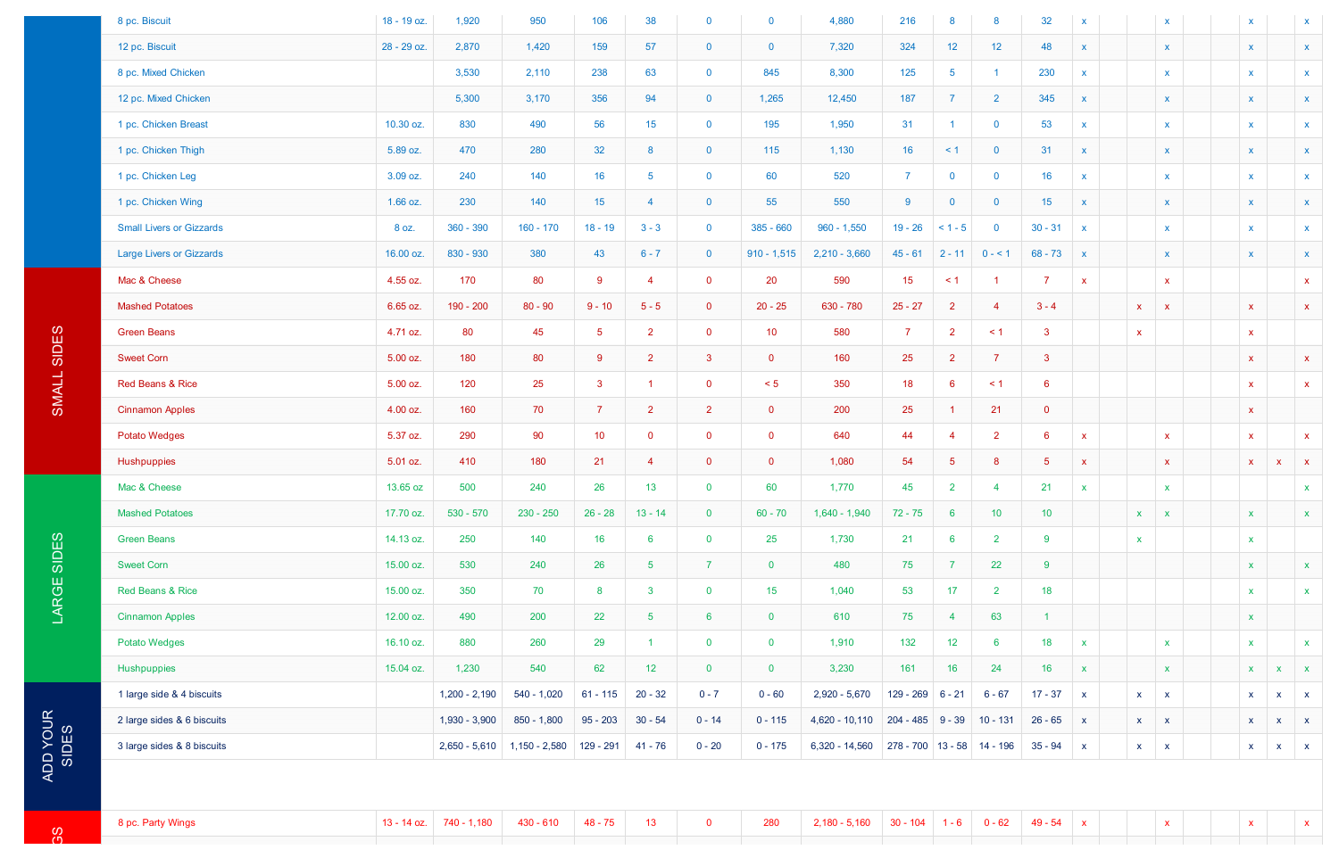| | | | | | | | | | | | | | | | | | | | | | | |
|---|---|---|---|---|---|---|---|---|---|---|---|---|---|---|---|---|---|---|---|---|---|---|
| | 8 pc. Biscuit | 18 - 19 oz. | 1,920 | 950 | 106 | 38 | 0 | 0 | 4,880 | 216 | 8 | 8 | 32 | x | | | x | | | x | | x |
| | 12 pc. Biscuit | 28 - 29 oz. | 2,870 | 1,420 | 159 | 57 | 0 | 0 | 7,320 | 324 | 12 | 12 | 48 | x | | | x | | | x | | x |
| | 8 pc. Mixed Chicken | | 3,530 | 2,110 | 238 | 63 | 0 | 845 | 8,300 | 125 | 5 | 1 | 230 | x | | | x | | | x | | x |
| | 12 pc. Mixed Chicken | | 5,300 | 3,170 | 356 | 94 | 0 | 1,265 | 12,450 | 187 | 7 | 2 | 345 | x | | | x | | | x | | x |
| | 1 pc. Chicken Breast | 10.30 oz. | 830 | 490 | 56 | 15 | 0 | 195 | 1,950 | 31 | 1 | 0 | 53 | x | | | x | | | x | | x |
| | 1 pc. Chicken Thigh | 5.89 oz. | 470 | 280 | 32 | 8 | 0 | 115 | 1,130 | 16 | < 1 | 0 | 31 | x | | | x | | | x | | x |
| | 1 pc. Chicken Leg | 3.09 oz. | 240 | 140 | 16 | 5 | 0 | 60 | 520 | 7 | 0 | 0 | 16 | x | | | x | | | x | | x |
| | 1 pc. Chicken Wing | 1.66 oz. | 230 | 140 | 15 | 4 | 0 | 55 | 550 | 9 | 0 | 0 | 15 | x | | | x | | | x | | x |
| | Small Livers or Gizzards | 8 oz. | 360 - 390 | 160 - 170 | 18 - 19 | 3 - 3 | 0 | 385 - 660 | 960 - 1,550 | 19 - 26 | < 1 - 5 | 0 | 30 - 31 | x | | | x | | | x | | x |
| | Large Livers or Gizzards | 16.00 oz. | 830 - 930 | 380 | 43 | 6 - 7 | 0 | 910 - 1,515 | 2,210 - 3,660 | 45 - 61 | 2 - 11 | 0 - < 1 | 68 - 73 | x | | | x | | | x | | x |
| SMALL SIDES | Mac & Cheese | 4.55 oz. | 170 | 80 | 9 | 4 | 0 | 20 | 590 | 15 | < 1 | 1 | 7 | x | | | x | | | | | x |
| | Mashed Potatoes | 6.65 oz. | 190 - 200 | 80 - 90 | 9 - 10 | 5 - 5 | 0 | 20 - 25 | 630 - 780 | 25 - 27 | 2 | 4 | 3 - 4 | | | x | x | | | x | | x |
| | Green Beans | 4.71 oz. | 80 | 45 | 5 | 2 | 0 | 10 | 580 | 7 | 2 | < 1 | 3 | | | x | | | | x | | |
| | Sweet Corn | 5.00 oz. | 180 | 80 | 9 | 2 | 3 | 0 | 160 | 25 | 2 | 7 | 3 | | | | | | | x | | x |
| | Red Beans & Rice | 5.00 oz. | 120 | 25 | 3 | 1 | 0 | < 5 | 350 | 18 | 6 | < 1 | 6 | | | | | | | x | | x |
| | Cinnamon Apples | 4.00 oz. | 160 | 70 | 7 | 2 | 2 | 0 | 200 | 25 | 1 | 21 | 0 | | | | | | | x | | |
| | Potato Wedges | 5.37 oz. | 290 | 90 | 10 | 0 | 0 | 0 | 640 | 44 | 4 | 2 | 6 | x | | | x | | | x | | x |
| | Hushpuppies | 5.01 oz. | 410 | 180 | 21 | 4 | 0 | 0 | 1,080 | 54 | 5 | 8 | 5 | x | | | x | | | x | x | x |
| LARGE SIDES | Mac & Cheese | 13.65 oz | 500 | 240 | 26 | 13 | 0 | 60 | 1,770 | 45 | 2 | 4 | 21 | x | | | x | | | | | x |
| | Mashed Potatoes | 17.70 oz. | 530 - 570 | 230 - 250 | 26 - 28 | 13 - 14 | 0 | 60 - 70 | 1,640 - 1,940 | 72 - 75 | 6 | 10 | 10 | | | x | x | | | x | | x |
| | Green Beans | 14.13 oz. | 250 | 140 | 16 | 6 | 0 | 25 | 1,730 | 21 | 6 | 2 | 9 | | | x | | | | x | | |
| | Sweet Corn | 15.00 oz. | 530 | 240 | 26 | 5 | 7 | 0 | 480 | 75 | 7 | 22 | 9 | | | | | | | x | | x |
| | Red Beans & Rice | 15.00 oz. | 350 | 70 | 8 | 3 | 0 | 15 | 1,040 | 53 | 17 | 2 | 18 | | | | | | | x | | x |
| | Cinnamon Apples | 12.00 oz. | 490 | 200 | 22 | 5 | 6 | 0 | 610 | 75 | 4 | 63 | 1 | | | | | | | x | | |
| | Potato Wedges | 16.10 oz. | 880 | 260 | 29 | 1 | 0 | 0 | 1,910 | 132 | 12 | 6 | 18 | x | | | x | | | x | | x |
| | Hushpuppies | 15.04 oz. | 1,230 | 540 | 62 | 12 | 0 | 0 | 3,230 | 161 | 16 | 24 | 16 | x | | | x | | | x | x | x |
| ADD YOUR SIDES | 1 large side & 4 biscuits | | 1,200 - 2,190 | 540 - 1,020 | 61 - 115 | 20 - 32 | 0 - 7 | 0 - 60 | 2,920 - 5,670 | 129 - 269 | 6 - 21 | 6 - 67 | 17 - 37 | x | | x | x | | | x | x | x |
| | 2 large sides & 6 biscuits | | 1,930 - 3,900 | 850 - 1,800 | 95 - 203 | 30 - 54 | 0 - 14 | 0 - 115 | 4,620 - 10,110 | 204 - 485 | 9 - 39 | 10 - 131 | 26 - 65 | x | | x | x | | | x | x | x |
| | 3 large sides & 8 biscuits | | 2,650 - 5,610 | 1,150 - 2,580 | 129 - 291 | 41 - 76 | 0 - 20 | 0 - 175 | 6,320 - 14,560 | 278 - 700 | 13 - 58 | 14 - 196 | 35 - 94 | x | | x | x | | | x | x | x |
| GS | 8 pc. Party Wings | 13 - 14 oz. | 740 - 1,180 | 430 - 610 | 48 - 75 | 13 | 0 | 280 | 2,180 - 5,160 | 30 - 104 | 1 - 6 | 0 - 62 | 49 - 54 | x | | | x | | | x | | x |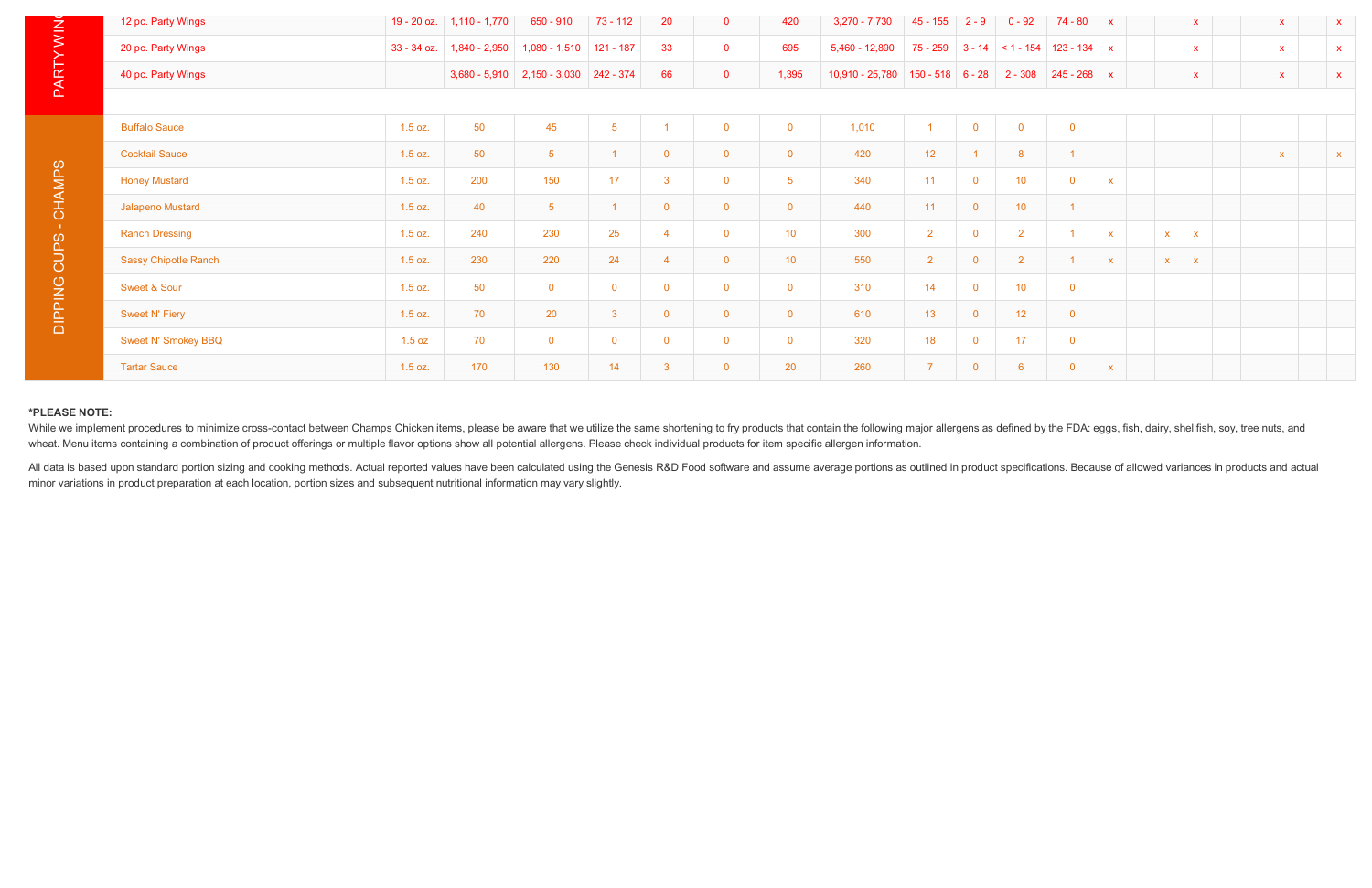| | | | | | | | | | | | | | | | | | | | | | | |
|---|---|---|---|---|---|---|---|---|---|---|---|---|---|---|---|---|---|---|---|---|---|---|
| PARTY WINGS | 12 pc. Party Wings | 19 - 20 oz. | 1,110 - 1,770 | 650 - 910 | 73 - 112 | 20 | 0 | 420 | 3,270 - 7,730 | 45 - 155 | 2 - 9 | 0 - 92 | 74 - 80 | x | | | x | | | x | | x |
| | 20 pc. Party Wings | 33 - 34 oz. | 1,840 - 2,950 | 1,080 - 1,510 | 121 - 187 | 33 | 0 | 695 | 5,460 - 12,890 | 75 - 259 | 3 - 14 | < 1 - 154 | 123 - 134 | x | | | x | | | x | | x |
| | 40 pc. Party Wings | | 3,680 - 5,910 | 2,150 - 3,030 | 242 - 374 | 66 | 0 | 1,395 | 10,910 - 25,780 | 150 - 518 | 6 - 28 | 2 - 308 | 245 - 268 | x | | | x | | | x | | x |
| DIPPING CUPS - CHAMPS | Buffalo Sauce | 1.5 oz. | 50 | 45 | 5 | 1 | 0 | 0 | 1,010 | 1 | 0 | 0 | 0 | | | | | | | | | |
| | Cocktail Sauce | 1.5 oz. | 50 | 5 | 1 | 0 | 0 | 0 | 420 | 12 | 1 | 8 | 1 | | | | | | | x | | x |
| | Honey Mustard | 1.5 oz. | 200 | 150 | 17 | 3 | 0 | 5 | 340 | 11 | 0 | 10 | 0 | x | | | | | | | | |
| | Jalapeno Mustard | 1.5 oz. | 40 | 5 | 1 | 0 | 0 | 0 | 440 | 11 | 0 | 10 | 1 | | | | | | | | | |
| | Ranch Dressing | 1.5 oz. | 240 | 230 | 25 | 4 | 0 | 10 | 300 | 2 | 0 | 2 | 1 | x | | x | x | | | | | |
| | Sassy Chipotle Ranch | 1.5 oz. | 230 | 220 | 24 | 4 | 0 | 10 | 550 | 2 | 0 | 2 | 1 | x | | x | x | | | | | |
| | Sweet & Sour | 1.5 oz. | 50 | 0 | 0 | 0 | 0 | 0 | 310 | 14 | 0 | 10 | 0 | | | | | | | | | |
| | Sweet N' Fiery | 1.5 oz. | 70 | 20 | 3 | 0 | 0 | 0 | 610 | 13 | 0 | 12 | 0 | | | | | | | | | |
| | Sweet N' Smokey BBQ | 1.5 oz | 70 | 0 | 0 | 0 | 0 | 0 | 320 | 18 | 0 | 17 | 0 | | | | | | | | | |
| | Tartar Sauce | 1.5 oz. | 170 | 130 | 14 | 3 | 0 | 20 | 260 | 7 | 0 | 6 | 0 | x | | | | | | | | |

**\*PLEASE NOTE:**

While we implement procedures to minimize cross-contact between Champs Chicken items, please be aware that we utilize the same shortening to fry products that contain the following major allergens as defined by the FDA: eggs, fish, dairy, shellfish, soy, tree nuts, and wheat. Menu items containing a combination of product offerings or multiple flavor options show all potential allergens. Please check individual products for item specific allergen information.

All data is based upon standard portion sizing and cooking methods. Actual reported values have been calculated using the Genesis R&D Food software and assume average portions as outlined in product specifications. Because of allowed variances in products and actual minor variations in product preparation at each location, portion sizes and subsequent nutritional information may vary slightly.